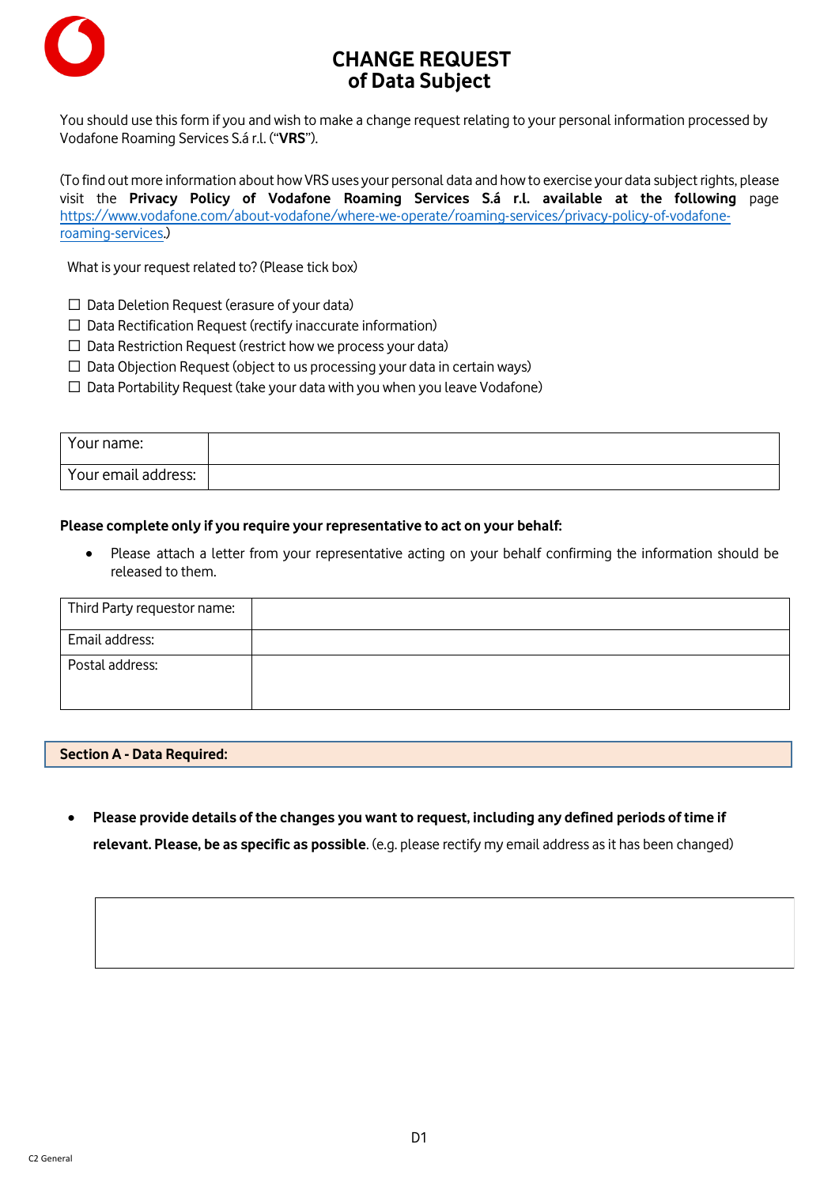# CHANGE REQUEST
# of Data Subject

You should use this form if you and wish to make a change request relating to your personal information processed by Vodafone Roaming Services S.á r.l. ("**VRS**").

(To find out more information about how VRS uses your personal data and how to exercise your data subject rights, please visit the **Privacy Policy of Vodafone Roaming Services S.á r.l. available at the following** page https://www.vodafone.com/about-vodafone/where-we-operate/roaming-services/privacy-policy-of-vodafone-roaming-services.)

What is your request related to? (Please tick box)

☐ Data Deletion Request (erasure of your data)
☐ Data Rectification Request (rectify inaccurate information)
☐ Data Restriction Request (restrict how we process your data)
☐ Data Objection Request (object to us processing your data in certain ways)
☐ Data Portability Request (take your data with you when you leave Vodafone)

| Your name: | |
|---|---|
| Your email address: | |

**Please complete only if you require your representative to act on your behalf:**

- Please attach a letter from your representative acting on your behalf confirming the information should be released to them.

| Third Party requestor name: | |
|---|---|
| Email address: | |
| Postal address: | |

## Section A - Data Required:

- **Please provide details of the changes you want to request, including any defined periods of time if relevant. Please, be as specific as possible**. (e.g. please rectify my email address as it has been changed)

| |
|---|
| |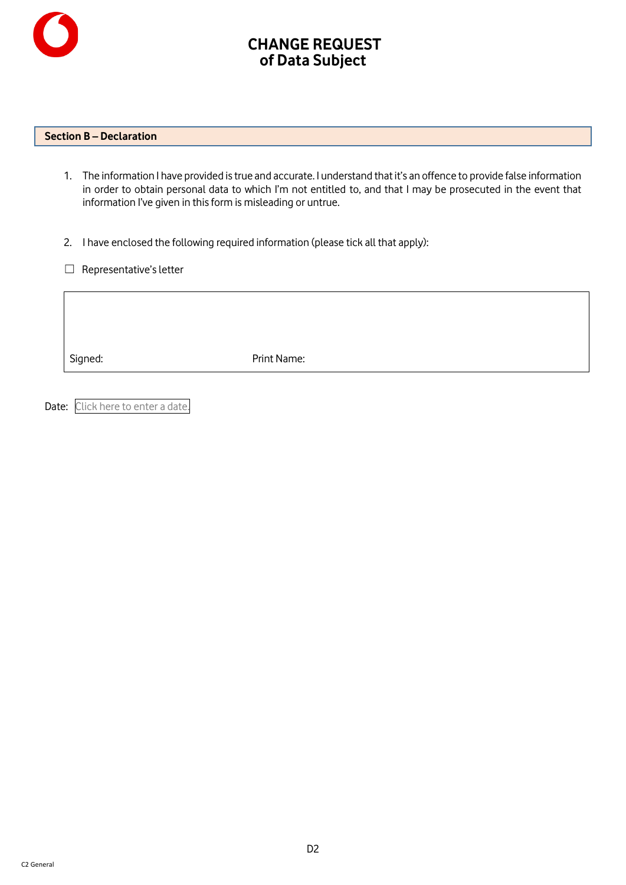# CHANGE REQUEST
## of Data Subject

**Section B – Declaration**

1. The information I have provided is true and accurate. I understand that it's an offence to provide false information in order to obtain personal data to which I'm not entitled to, and that I may be prosecuted in the event that information I've given in this form is misleading or untrue.

2. I have enclosed the following required information (please tick all that apply):

☐ Representative's letter

| | |
|---|---|
| Signed: | Print Name: |

Date: Click here to enter a date.

C2 General